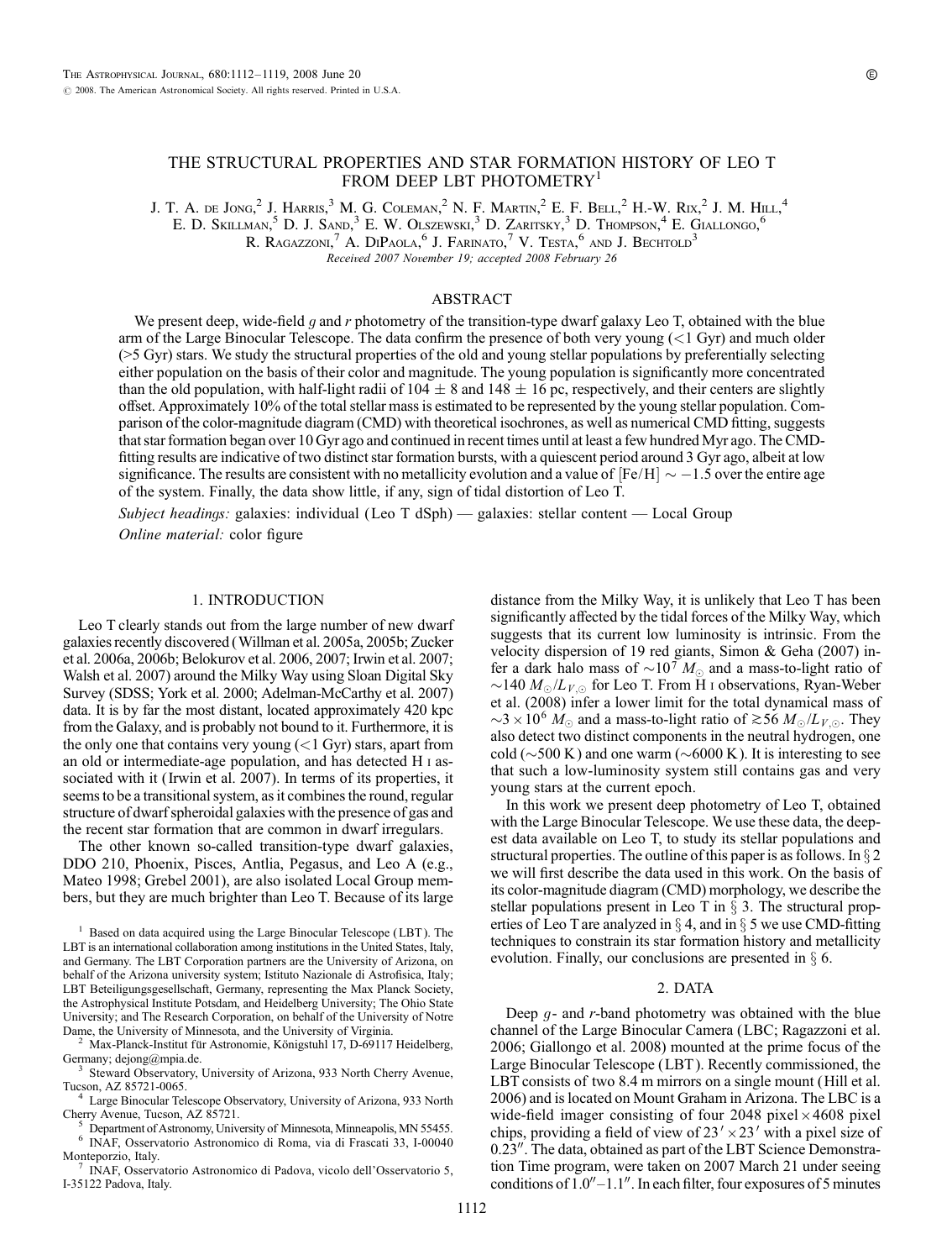# THE STRUCTURAL PROPERTIES AND STAR FORMATION HISTORY OF LEO T FROM DEEP LBT PHOTOMETRY[1]

J. T. A. de Jong,[2] J. Harris,[3] M. G. Coleman,[2] N. F. Martin,[2] E. F. Bell,[2] H.-W. Rix,[2] J. M. Hill,[4] E. D. Skillman,[5] D. J. Sand,[3] E. W. Olszewski,[3] D. Zaritsky,[3] D. Thompson,[4] E. Giallongo,[6] R. Ragazzoni,[7] A. DiPaola,[6] J. Farinato,[7] V. Testa,[6] and J. Bechtold[3]

*Received 2007 November 19; accepted 2008 February 26*

## ABSTRACT

We present deep, wide-field $g$ and $r$ photometry of the transition-type dwarf galaxy Leo T, obtained with the blue arm of the Large Binocular Telescope. The data confirm the presence of both very young ($<1$ Gyr) and much older ($>5$ Gyr) stars. We study the structural properties of the old and young stellar populations by preferentially selecting either population on the basis of their color and magnitude. The young population is significantly more concentrated than the old population, with half-light radii of $104 \pm 8$ and $148 \pm 16$ pc, respectively, and their centers are slightly offset. Approximately 10% of the total stellar mass is estimated to be represented by the young stellar population. Comparison of the color-magnitude diagram (CMD) with theoretical isochrones, as well as numerical CMD fitting, suggests that star formation began over 10 Gyr ago and continued in recent times until at least a few hundred Myr ago. The CMD-fitting results are indicative of two distinct star formation bursts, with a quiescent period around 3 Gyr ago, albeit at low significance. The results are consistent with no metallicity evolution and a value of $[\mathrm{Fe/H}] \sim -1.5$ over the entire age of the system. Finally, the data show little, if any, sign of tidal distortion of Leo T.

*Subject headings:* galaxies: individual (Leo T dSph) — galaxies: stellar content — Local Group

*Online material:* color figure

## 1. INTRODUCTION

Leo T clearly stands out from the large number of new dwarf galaxies recently discovered (Willman et al. 2005a, 2005b; Zucker et al. 2006a, 2006b; Belokurov et al. 2006, 2007; Irwin et al. 2007; Walsh et al. 2007) around the Milky Way using Sloan Digital Sky Survey (SDSS; York et al. 2000; Adelman-McCarthy et al. 2007) data. It is by far the most distant, located approximately 420 kpc from the Galaxy, and is probably not bound to it. Furthermore, it is the only one that contains very young ($<1$ Gyr) stars, apart from an old or intermediate-age population, and has detected H I associated with it (Irwin et al. 2007). In terms of its properties, it seems to be a transitional system, as it combines the round, regular structure of dwarf spheroidal galaxies with the presence of gas and the recent star formation that are common in dwarf irregulars.

The other known so-called transition-type dwarf galaxies, DDO 210, Phoenix, Pisces, Antlia, Pegasus, and Leo A (e.g., Mateo 1998; Grebel 2001), are also isolated Local Group members, but they are much brighter than Leo T. Because of its large distance from the Milky Way, it is unlikely that Leo T has been significantly affected by the tidal forces of the Milky Way, which suggests that its current low luminosity is intrinsic. From the velocity dispersion of 19 red giants, Simon & Geha (2007) infer a dark halo mass of $\sim 10^7\ M_\odot$ and a mass-to-light ratio of $\sim 140\ M_\odot/L_{V,\odot}$ for Leo T. From H I observations, Ryan-Weber et al. (2008) infer a lower limit for the total dynamical mass of $\sim 3 \times 10^6\ M_\odot$ and a mass-to-light ratio of $\gtrsim 56\ M_\odot/L_{V,\odot}$. They also detect two distinct components in the neutral hydrogen, one cold ($\sim 500$ K) and one warm ($\sim 6000$ K). It is interesting to see that such a low-luminosity system still contains gas and very young stars at the current epoch.

In this work we present deep photometry of Leo T, obtained with the Large Binocular Telescope. We use these data, the deepest data available on Leo T, to study its stellar populations and structural properties. The outline of this paper is as follows. In § 2 we will first describe the data used in this work. On the basis of its color-magnitude diagram (CMD) morphology, we describe the stellar populations present in Leo T in § 3. The structural properties of Leo T are analyzed in § 4, and in § 5 we use CMD-fitting techniques to constrain its star formation history and metallicity evolution. Finally, our conclusions are presented in § 6.

## 2. DATA

Deep $g$- and $r$-band photometry was obtained with the blue channel of the Large Binocular Camera (LBC; Ragazzoni et al. 2006; Giallongo et al. 2008) mounted at the prime focus of the Large Binocular Telescope (LBT). Recently commissioned, the LBT consists of two 8.4 m mirrors on a single mount (Hill et al. 2006) and is located on Mount Graham in Arizona. The LBC is a wide-field imager consisting of four 2048 pixel $\times$ 4608 pixel chips, providing a field of view of $23' \times 23'$ with a pixel size of $0.23''$. The data, obtained as part of the LBT Science Demonstration Time program, were taken on 2007 March 21 under seeing conditions of $1.0''$–$1.1''$. In each filter, four exposures of 5 minutes

[1] Based on data acquired using the Large Binocular Telescope (LBT). The LBT is an international collaboration among institutions in the United States, Italy, and Germany. The LBT Corporation partners are the University of Arizona, on behalf of the Arizona university system; Istituto Nazionale di Astrofisica, Italy; LBT Beteiligungsgesellschaft, Germany, representing the Max Planck Society, the Astrophysical Institute Potsdam, and Heidelberg University; The Ohio State University; and The Research Corporation, on behalf of the University of Notre Dame, the University of Minnesota, and the University of Virginia.

[2] Max-Planck-Institut für Astronomie, Königstuhl 17, D-69117 Heidelberg, Germany; dejong@mpia.de.

[3] Steward Observatory, University of Arizona, 933 North Cherry Avenue, Tucson, AZ 85721-0065.

[4] Large Binocular Telescope Observatory, University of Arizona, 933 North Cherry Avenue, Tucson, AZ 85721.

[5] Department of Astronomy, University of Minnesota, Minneapolis, MN 55455.

[6] INAF, Osservatorio Astronomico di Roma, via di Frascati 33, I-00040 Monteporzio, Italy.

[7] INAF, Osservatorio Astronomico di Padova, vicolo dell'Osservatorio 5, I-35122 Padova, Italy.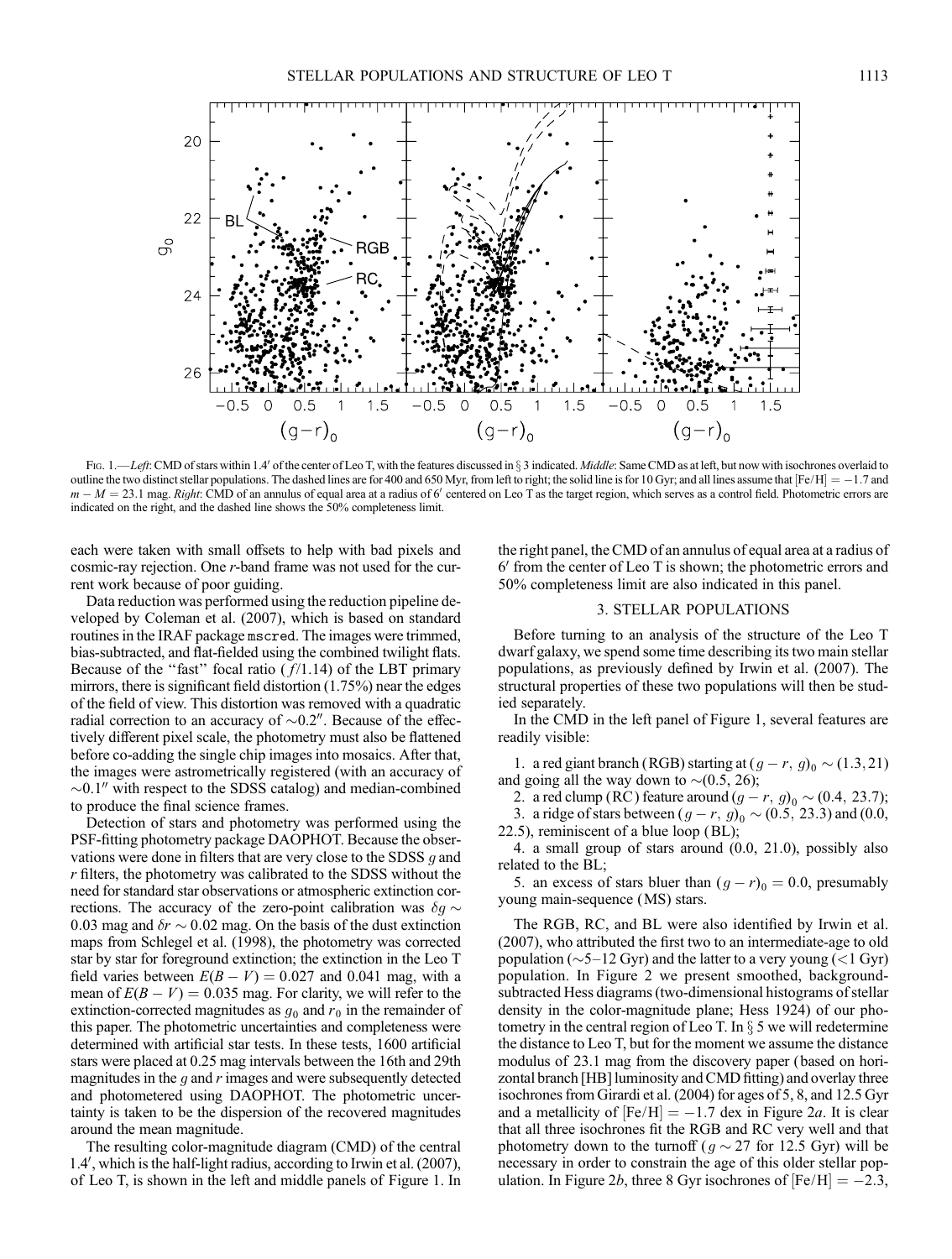Fig. 1.—*Left*: CMD of stars within 1.4′ of the center of Leo T, with the features discussed in § 3 indicated. *Middle*: Same CMD as at left, but now with isochrones overlaid to outline the two distinct stellar populations. The dashed lines are for 400 and 650 Myr, from left to right; the solid line is for 10 Gyr; and all lines assume that [Fe/H] = −1.7 and $m - M = 23.1$ mag. *Right*: CMD of an annulus of equal area at a radius of 6′ centered on Leo T as the target region, which serves as a control field. Photometric errors are indicated on the right, and the dashed line shows the 50% completeness limit.

each were taken with small offsets to help with bad pixels and cosmic-ray rejection. One *r*-band frame was not used for the current work because of poor guiding.

Data reduction was performed using the reduction pipeline developed by Coleman et al. (2007), which is based on standard routines in the IRAF package mscred. The images were trimmed, bias-subtracted, and flat-fielded using the combined twilight flats. Because of the "fast" focal ratio ($f$/1.14) of the LBT primary mirrors, there is significant field distortion (1.75%) near the edges of the field of view. This distortion was removed with a quadratic radial correction to an accuracy of ~0.2″. Because of the effectively different pixel scale, the photometry must also be flattened before co-adding the single chip images into mosaics. After that, the images were astrometrically registered (with an accuracy of ~0.1″ with respect to the SDSS catalog) and median-combined to produce the final science frames.

Detection of stars and photometry was performed using the PSF-fitting photometry package DAOPHOT. Because the observations were done in filters that are very close to the SDSS *g* and *r* filters, the photometry was calibrated to the SDSS without the need for standard star observations or atmospheric extinction corrections. The accuracy of the zero-point calibration was $\delta g \sim 0.03$ mag and $\delta r \sim 0.02$ mag. On the basis of the dust extinction maps from Schlegel et al. (1998), the photometry was corrected star by star for foreground extinction; the extinction in the Leo T field varies between $E(B-V) = 0.027$ and 0.041 mag, with a mean of $E(B-V) = 0.035$ mag. For clarity, we will refer to the extinction-corrected magnitudes as $g_0$ and $r_0$ in the remainder of this paper. The photometric uncertainties and completeness were determined with artificial star tests. In these tests, 1600 artificial stars were placed at 0.25 mag intervals between the 16th and 29th magnitudes in the *g* and *r* images and were subsequently detected and photometered using DAOPHOT. The photometric uncertainty is taken to be the dispersion of the recovered magnitudes around the mean magnitude.

The resulting color-magnitude diagram (CMD) of the central 1.4′, which is the half-light radius, according to Irwin et al. (2007), of Leo T, is shown in the left and middle panels of Figure 1. In the right panel, the CMD of an annulus of equal area at a radius of 6′ from the center of Leo T is shown; the photometric errors and 50% completeness limit are also indicated in this panel.

## 3. STELLAR POPULATIONS

Before turning to an analysis of the structure of the Leo T dwarf galaxy, we spend some time describing its two main stellar populations, as previously defined by Irwin et al. (2007). The structural properties of these two populations will then be studied separately.

In the CMD in the left panel of Figure 1, several features are readily visible:

1. a red giant branch (RGB) starting at $(g-r, g)_0 \sim (1.3, 21)$ and going all the way down to ~(0.5, 26);
2. a red clump (RC) feature around $(g-r, g)_0 \sim (0.4, 23.7)$;
3. a ridge of stars between $(g-r, g)_0 \sim (0.5, 23.3)$ and (0.0, 22.5), reminiscent of a blue loop (BL);
4. a small group of stars around (0.0, 21.0), possibly also related to the BL;
5. an excess of stars bluer than $(g-r)_0 = 0.0$, presumably young main-sequence (MS) stars.

The RGB, RC, and BL were also identified by Irwin et al. (2007), who attributed the first two to an intermediate-age to old population (~5–12 Gyr) and the latter to a very young (<1 Gyr) population. In Figure 2 we present smoothed, background-subtracted Hess diagrams (two-dimensional histograms of stellar density in the color-magnitude plane; Hess 1924) of our photometry in the central region of Leo T. In § 5 we will redetermine the distance to Leo T, but for the moment we assume the distance modulus of 23.1 mag from the discovery paper (based on horizontal branch [HB] luminosity and CMD fitting) and overlay three isochrones from Girardi et al. (2004) for ages of 5, 8, and 12.5 Gyr and a metallicity of [Fe/H] = −1.7 dex in Figure 2*a*. It is clear that all three isochrones fit the RGB and RC very well and that photometry down to the turnoff ($g \sim 27$ for 12.5 Gyr) will be necessary in order to constrain the age of this older stellar population. In Figure 2*b*, three 8 Gyr isochrones of [Fe/H] = −2.3,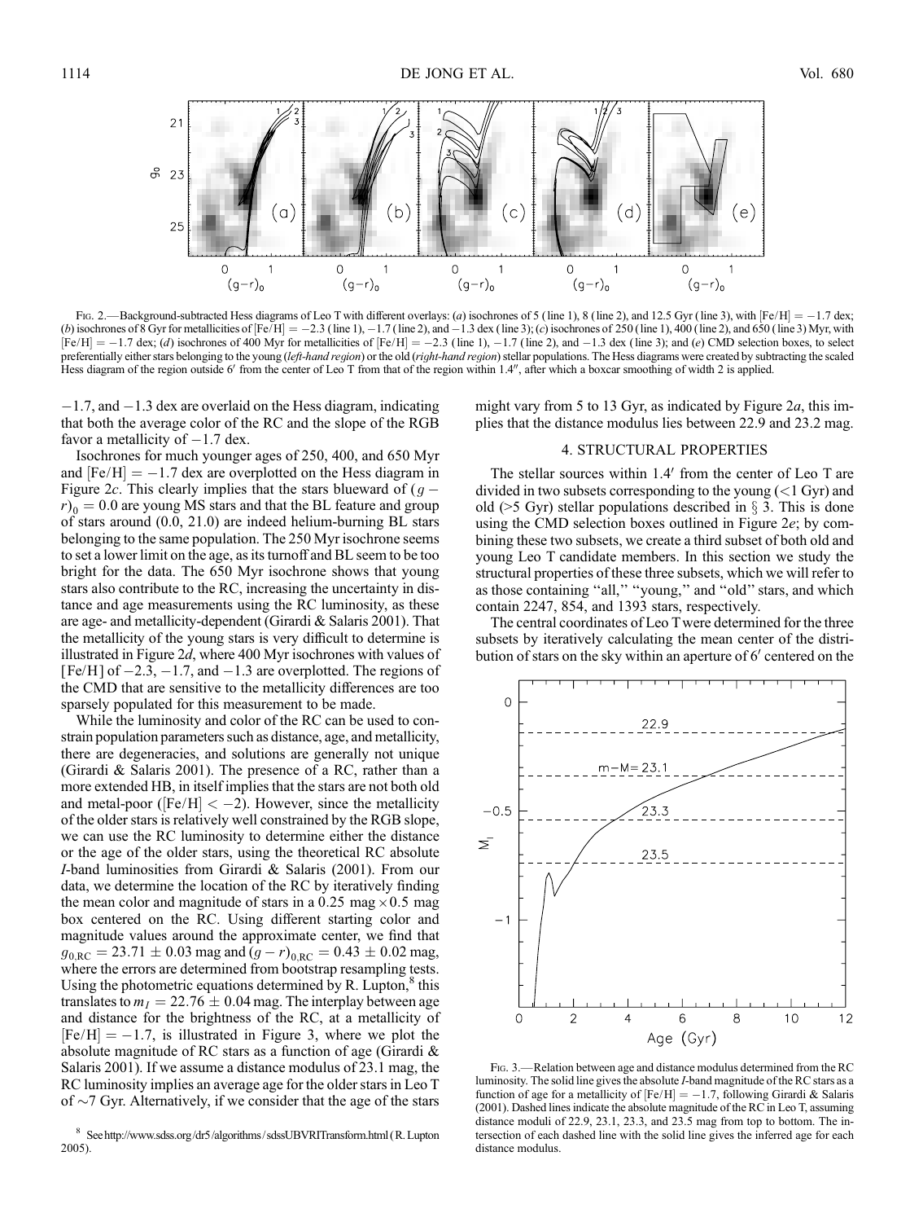Fig. 2.—Background-subtracted Hess diagrams of Leo T with different overlays: (*a*) isochrones of 5 (line 1), 8 (line 2), and 12.5 Gyr (line 3), with [Fe/H] = −1.7 dex; (*b*) isochrones of 8 Gyr for metallicities of [Fe/H] = −2.3 (line 1), −1.7 (line 2), and −1.3 dex (line 3); (*c*) isochrones of 250 (line 1), 400 (line 2), and 650 (line 3) Myr, with [Fe/H] = −1.7 dex; (*d*) isochrones of 400 Myr for metallicities of [Fe/H] = −2.3 (line 1), −1.7 (line 2), and −1.3 dex (line 3); and (*e*) CMD selection boxes, to select preferentially either stars belonging to the young (*left-hand region*) or the old (*right-hand region*) stellar populations. The Hess diagrams were created by subtracting the scaled Hess diagram of the region outside 6′ from the center of Leo T from that of the region within 1.4″, after which a boxcar smoothing of width 2 is applied.

−1.7, and −1.3 dex are overlaid on the Hess diagram, indicating that both the average color of the RC and the slope of the RGB favor a metallicity of −1.7 dex.

Isochrones for much younger ages of 250, 400, and 650 Myr and [Fe/H] = −1.7 dex are overplotted on the Hess diagram in Figure 2*c*. This clearly implies that the stars blueward of $(g-r)_0 = 0.0$ are young MS stars and that the BL feature and group of stars around (0.0, 21.0) are indeed helium-burning BL stars belonging to the same population. The 250 Myr isochrone seems to set a lower limit on the age, as its turnoff and BL seem to be too bright for the data. The 650 Myr isochrone shows that young stars also contribute to the RC, increasing the uncertainty in distance and age measurements using the RC luminosity, as these are age- and metallicity-dependent (Girardi & Salaris 2001). That the metallicity of the young stars is very difficult to determine is illustrated in Figure 2*d*, where 400 Myr isochrones with values of [Fe/H] of −2.3, −1.7, and −1.3 are overplotted. The regions of the CMD that are sensitive to the metallicity differences are too sparsely populated for this measurement to be made.

While the luminosity and color of the RC can be used to constrain population parameters such as distance, age, and metallicity, there are degeneracies, and solutions are generally not unique (Girardi & Salaris 2001). The presence of a RC, rather than a more extended HB, in itself implies that the stars are not both old and metal-poor ([Fe/H] < −2). However, since the metallicity of the older stars is relatively well constrained by the RGB slope, we can use the RC luminosity to determine either the distance or the age of the older stars, using the theoretical RC absolute *I*-band luminosities from Girardi & Salaris (2001). From our data, we determine the location of the RC by iteratively finding the mean color and magnitude of stars in a 0.25 mag × 0.5 mag box centered on the RC. Using different starting color and magnitude values around the approximate center, we find that $g_{0,\mathrm{RC}} = 23.71 \pm 0.03$ mag and $(g-r)_{0,\mathrm{RC}} = 0.43 \pm 0.02$ mag, where the errors are determined from bootstrap resampling tests. Using the photometric equations determined by R. Lupton,[8] this translates to $m_I = 22.76 \pm 0.04$ mag. The interplay between age and distance for the brightness of the RC, at a metallicity of [Fe/H] = −1.7, is illustrated in Figure 3, where we plot the absolute magnitude of RC stars as a function of age (Girardi & Salaris 2001). If we assume a distance modulus of 23.1 mag, the RC luminosity implies an average age for the older stars in Leo T of ∼7 Gyr. Alternatively, if we consider that the age of the stars might vary from 5 to 13 Gyr, as indicated by Figure 2*a*, this implies that the distance modulus lies between 22.9 and 23.2 mag.

[8] See http://www.sdss.org/dr5/algorithms/sdssUBVRITransform.html (R. Lupton 2005).

## 4. STRUCTURAL PROPERTIES

The stellar sources within 1.4′ from the center of Leo T are divided in two subsets corresponding to the young (<1 Gyr) and old (>5 Gyr) stellar populations described in § 3. This is done using the CMD selection boxes outlined in Figure 2*e*; by combining these two subsets, we create a third subset of both old and young Leo T candidate members. In this section we study the structural properties of these three subsets, which we will refer to as those containing "all," "young," and "old" stars, and which contain 2247, 854, and 1393 stars, respectively.

The central coordinates of Leo T were determined for the three subsets by iteratively calculating the mean center of the distribution of stars on the sky within an aperture of 6′ centered on the

Fig. 3.—Relation between age and distance modulus determined from the RC luminosity. The solid line gives the absolute *I*-band magnitude of the RC stars as a function of age for a metallicity of [Fe/H] = −1.7, following Girardi & Salaris (2001). Dashed lines indicate the absolute magnitude of the RC in Leo T, assuming distance moduli of 22.9, 23.1, 23.3, and 23.5 mag from top to bottom. The intersection of each dashed line with the solid line gives the inferred age for each distance modulus.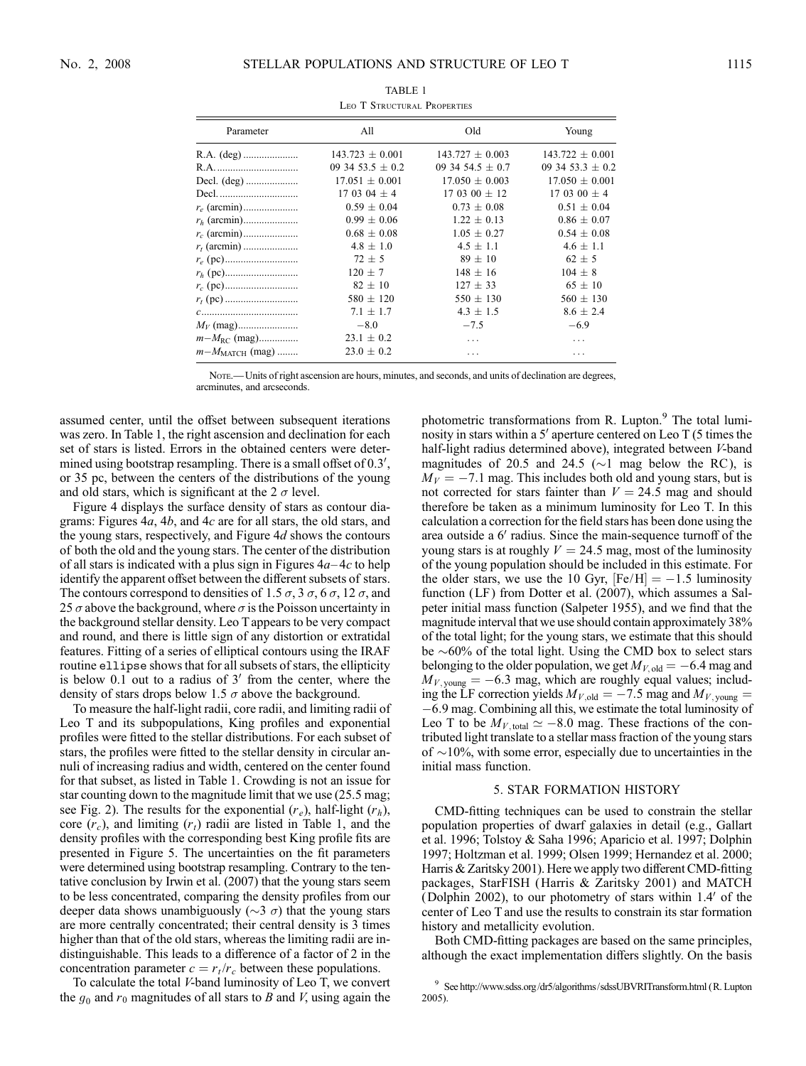TABLE 1

Leo T Structural Properties

| Parameter | All | Old | Young |
|---|---|---|---|
| R.A. (deg) | 143.723 ± 0.001 | 143.727 ± 0.003 | 143.722 ± 0.001 |
| R.A. | 09 34 53.5 ± 0.2 | 09 34 54.5 ± 0.7 | 09 34 53.3 ± 0.2 |
| Decl. (deg) | 17.051 ± 0.001 | 17.050 ± 0.003 | 17.050 ± 0.001 |
| Decl. | 17 03 04 ± 4 | 17 03 00 ± 12 | 17 03 00 ± 4 |
| $r_e$ (arcmin) | 0.59 ± 0.04 | 0.73 ± 0.08 | 0.51 ± 0.04 |
| $r_h$ (arcmin) | 0.99 ± 0.06 | 1.22 ± 0.13 | 0.86 ± 0.07 |
| $r_c$ (arcmin) | 0.68 ± 0.08 | 1.05 ± 0.27 | 0.54 ± 0.08 |
| $r_t$ (arcmin) | 4.8 ± 1.0 | 4.5 ± 1.1 | 4.6 ± 1.1 |
| $r_e$ (pc) | 72 ± 5 | 89 ± 10 | 62 ± 5 |
| $r_h$ (pc) | 120 ± 7 | 148 ± 16 | 104 ± 8 |
| $r_c$ (pc) | 82 ± 10 | 127 ± 33 | 65 ± 10 |
| $r_t$ (pc) | 580 ± 120 | 550 ± 130 | 560 ± 130 |
| $c$ | 7.1 ± 1.7 | 4.3 ± 1.5 | 8.6 ± 2.4 |
| $M_V$ (mag) | −8.0 | −7.5 | −6.9 |
| $m - M_{\rm RC}$ (mag) | 23.1 ± 0.2 | ... | ... |
| $m - M_{\rm MATCH}$ (mag) | 23.0 ± 0.2 | ... | ... |

Note.— Units of right ascension are hours, minutes, and seconds, and units of declination are degrees, arcminutes, and arcseconds.

assumed center, until the offset between subsequent iterations was zero. In Table 1, the right ascension and declination for each set of stars is listed. Errors in the obtained centers were determined using bootstrap resampling. There is a small offset of 0.3′, or 35 pc, between the centers of the distributions of the young and old stars, which is significant at the 2 $\sigma$ level.

Figure 4 displays the surface density of stars as contour diagrams: Figures 4*a*, 4*b*, and 4*c* are for all stars, the old stars, and the young stars, respectively, and Figure 4*d* shows the contours of both the old and the young stars. The center of the distribution of all stars is indicated with a plus sign in Figures 4*a*–4*c* to help identify the apparent offset between the different subsets of stars. The contours correspond to densities of 1.5 $\sigma$, 3 $\sigma$, 6 $\sigma$, 12 $\sigma$, and 25 $\sigma$ above the background, where $\sigma$ is the Poisson uncertainty in the background stellar density. Leo T appears to be very compact and round, and there is little sign of any distortion or extratidal features. Fitting of a series of elliptical contours using the IRAF routine `ellipse` shows that for all subsets of stars, the ellipticity is below 0.1 out to a radius of 3′ from the center, where the density of stars drops below 1.5 $\sigma$ above the background.

To measure the half-light radii, core radii, and limiting radii of Leo T and its subpopulations, King profiles and exponential profiles were fitted to the stellar distributions. For each subset of stars, the profiles were fitted to the stellar density in circular annuli of increasing radius and width, centered on the center found for that subset, as listed in Table 1. Crowding is not an issue for star counting down to the magnitude limit that we use (25.5 mag; see Fig. 2). The results for the exponential ($r_e$), half-light ($r_h$), core ($r_c$), and limiting ($r_t$) radii are listed in Table 1, and the density profiles with the corresponding best King profile fits are presented in Figure 5. The uncertainties on the fit parameters were determined using bootstrap resampling. Contrary to the tentative conclusion by Irwin et al. (2007) that the young stars seem to be less concentrated, comparing the density profiles from our deeper data shows unambiguously (∼3 $\sigma$) that the young stars are more centrally concentrated; their central density is 3 times higher than that of the old stars, whereas the limiting radii are indistinguishable. This leads to a difference of a factor of 2 in the concentration parameter $c = r_t/r_c$ between these populations.

To calculate the total $V$-band luminosity of Leo T, we convert the $g_0$ and $r_0$ magnitudes of all stars to $B$ and $V$, using again the photometric transformations from R. Lupton.[9] The total luminosity in stars within a 5′ aperture centered on Leo T (5 times the half-light radius determined above), integrated between $V$-band magnitudes of 20.5 and 24.5 (∼1 mag below the RC), is $M_V = -7.1$ mag. This includes both old and young stars, but is not corrected for stars fainter than $V = 24.5$ mag and should therefore be taken as a minimum luminosity for Leo T. In this calculation a correction for the field stars has been done using the area outside a 6′ radius. Since the main-sequence turnoff of the young stars is at roughly $V = 24.5$ mag, most of the luminosity of the young population should be included in this estimate. For the older stars, we use the 10 Gyr, [Fe/H] $= -1.5$ luminosity function (LF) from Dotter et al. (2007), which assumes a Salpeter initial mass function (Salpeter 1955), and we find that the magnitude interval that we use should contain approximately 38% of the total light; for the young stars, we estimate that this should be ∼60% of the total light. Using the CMD box to select stars belonging to the older population, we get $M_{V,\rm old} = -6.4$ mag and $M_{V,\rm young} = -6.3$ mag, which are roughly equal values; including the LF correction yields $M_{V,\rm old} = -7.5$ mag and $M_{V,\rm young} = -6.9$ mag. Combining all this, we estimate the total luminosity of Leo T to be $M_{V,\rm total} \simeq -8.0$ mag. These fractions of the contributed light translate to a stellar mass fraction of the young stars of ∼10%, with some error, especially due to uncertainties in the initial mass function.

## 5. STAR FORMATION HISTORY

CMD-fitting techniques can be used to constrain the stellar population properties of dwarf galaxies in detail (e.g., Gallart et al. 1996; Tolstoy & Saha 1996; Aparicio et al. 1997; Dolphin 1997; Holtzman et al. 1999; Olsen 1999; Hernandez et al. 2000; Harris & Zaritsky 2001). Here we apply two different CMD-fitting packages, StarFISH (Harris & Zaritsky 2001) and MATCH (Dolphin 2002), to our photometry of stars within 1.4′ of the center of Leo T and use the results to constrain its star formation history and metallicity evolution.

Both CMD-fitting packages are based on the same principles, although the exact implementation differs slightly. On the basis

[9] See http://www.sdss.org/dr5/algorithms/sdssUBVRITransform.html (R. Lupton 2005).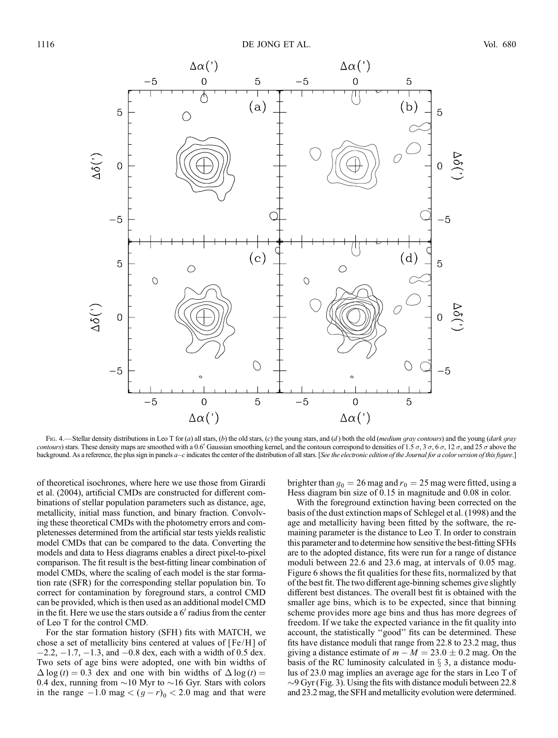Fig. 4.—Stellar density distributions in Leo T for (*a*) all stars, (*b*) the old stars, (*c*) the young stars, and (*d*) both the old (*medium gray contours*) and the young (*dark gray contours*) stars. These density maps are smoothed with a 0.6′ Gaussian smoothing kernel, and the contours correspond to densities of 1.5 $\sigma$, 3 $\sigma$, 6 $\sigma$, 12 $\sigma$, and 25 $\sigma$ above the background. As a reference, the plus sign in panels *a*–*c* indicates the center of the distribution of all stars. [*See the electronic edition of the Journal for a color version of this figure.*]

of theoretical isochrones, where here we use those from Girardi et al. (2004), artificial CMDs are constructed for different combinations of stellar population parameters such as distance, age, metallicity, initial mass function, and binary fraction. Convolving these theoretical CMDs with the photometry errors and completenesses determined from the artificial star tests yields realistic model CMDs that can be compared to the data. Converting the models and data to Hess diagrams enables a direct pixel-to-pixel comparison. The fit result is the best-fitting linear combination of model CMDs, where the scaling of each model is the star formation rate (SFR) for the corresponding stellar population bin. To correct for contamination by foreground stars, a control CMD can be provided, which is then used as an additional model CMD in the fit. Here we use the stars outside a 6′ radius from the center of Leo T for the control CMD.

For the star formation history (SFH) fits with MATCH, we chose a set of metallicity bins centered at values of [Fe/H] of $-2.2$, $-1.7$, $-1.3$, and $-0.8$ dex, each with a width of 0.5 dex. Two sets of age bins were adopted, one with bin widths of $\Delta \log(t) = 0.3$ dex and one with bin widths of $\Delta \log(t) = 0.4$ dex, running from $\sim$10 Myr to $\sim$16 Gyr. Stars with colors in the range $-1.0$ mag $< (g-r)_0 < 2.0$ mag and that were brighter than $g_0 = 26$ mag and $r_0 = 25$ mag were fitted, using a Hess diagram bin size of 0.15 in magnitude and 0.08 in color.

With the foreground extinction having been corrected on the basis of the dust extinction maps of Schlegel et al. (1998) and the age and metallicity having been fitted by the software, the remaining parameter is the distance to Leo T. In order to constrain this parameter and to determine how sensitive the best-fitting SFHs are to the adopted distance, fits were run for a range of distance moduli between 22.6 and 23.6 mag, at intervals of 0.05 mag. Figure 6 shows the fit qualities for these fits, normalized by that of the best fit. The two different age-binning schemes give slightly different best distances. The overall best fit is obtained with the smaller age bins, which is to be expected, since that binning scheme provides more age bins and thus has more degrees of freedom. If we take the expected variance in the fit quality into account, the statistically "good" fits can be determined. These fits have distance moduli that range from 22.8 to 23.2 mag, thus giving a distance estimate of $m - M = 23.0 \pm 0.2$ mag. On the basis of the RC luminosity calculated in § 3, a distance modulus of 23.0 mag implies an average age for the stars in Leo T of $\sim$9 Gyr (Fig. 3). Using the fits with distance moduli between 22.8 and 23.2 mag, the SFH and metallicity evolution were determined.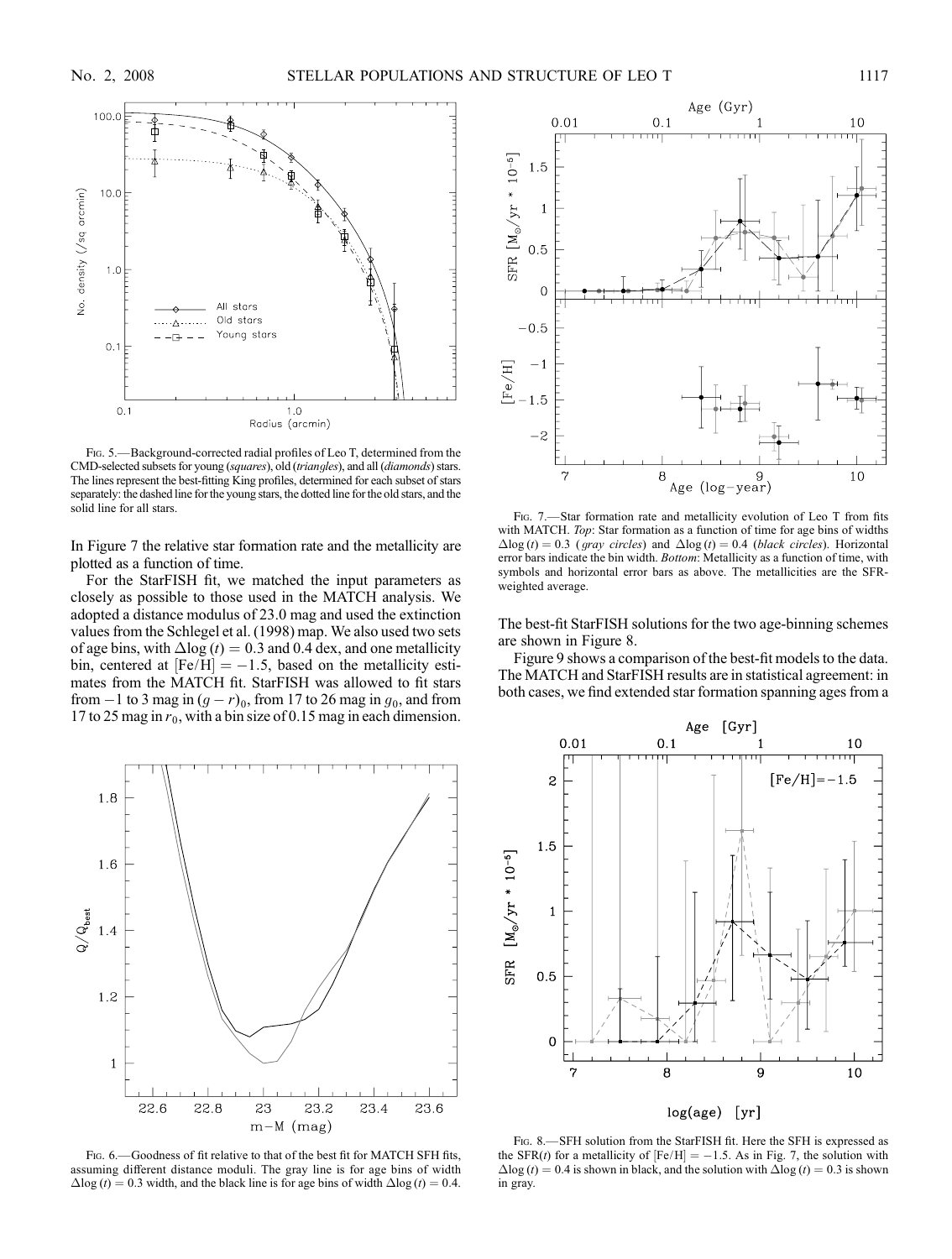Fig. 5.—Background-corrected radial profiles of Leo T, determined from the CMD-selected subsets for young (*squares*), old (*triangles*), and all (*diamonds*) stars. The lines represent the best-fitting King profiles, determined for each subset of stars separately: the dashed line for the young stars, the dotted line for the old stars, and the solid line for all stars.

In Figure 7 the relative star formation rate and the metallicity are plotted as a function of time.

For the StarFISH fit, we matched the input parameters as closely as possible to those used in the MATCH analysis. We adopted a distance modulus of 23.0 mag and used the extinction values from the Schlegel et al. (1998) map. We also used two sets of age bins, with $\Delta\log(t) = 0.3$ and 0.4 dex, and one metallicity bin, centered at $[\mathrm{Fe/H}] = -1.5$, based on the metallicity estimates from the MATCH fit. StarFISH was allowed to fit stars from $-1$ to 3 mag in $(g-r)_0$, from 17 to 26 mag in $g_0$, and from 17 to 25 mag in $r_0$, with a bin size of 0.15 mag in each dimension.

Fig. 6.—Goodness of fit relative to that of the best fit for MATCH SFH fits, assuming different distance moduli. The gray line is for age bins of width $\Delta\log(t) = 0.3$ width, and the black line is for age bins of width $\Delta\log(t) = 0.4$.

Fig. 7.—Star formation rate and metallicity evolution of Leo T from fits with MATCH. *Top*: Star formation as a function of time for age bins of widths $\Delta\log(t) = 0.3$ (*gray circles*) and $\Delta\log(t) = 0.4$ (*black circles*). Horizontal error bars indicate the bin width. *Bottom*: Metallicity as a function of time, with symbols and horizontal error bars as above. The metallicities are the SFR-weighted average.

The best-fit StarFISH solutions for the two age-binning schemes are shown in Figure 8.

Figure 9 shows a comparison of the best-fit models to the data. The MATCH and StarFISH results are in statistical agreement: in both cases, we find extended star formation spanning ages from a

Fig. 8.—SFH solution from the StarFISH fit. Here the SFH is expressed as the SFR($t$) for a metallicity of $[\mathrm{Fe/H}] = -1.5$. As in Fig. 7, the solution with $\Delta\log(t) = 0.4$ is shown in black, and the solution with $\Delta\log(t) = 0.3$ is shown in gray.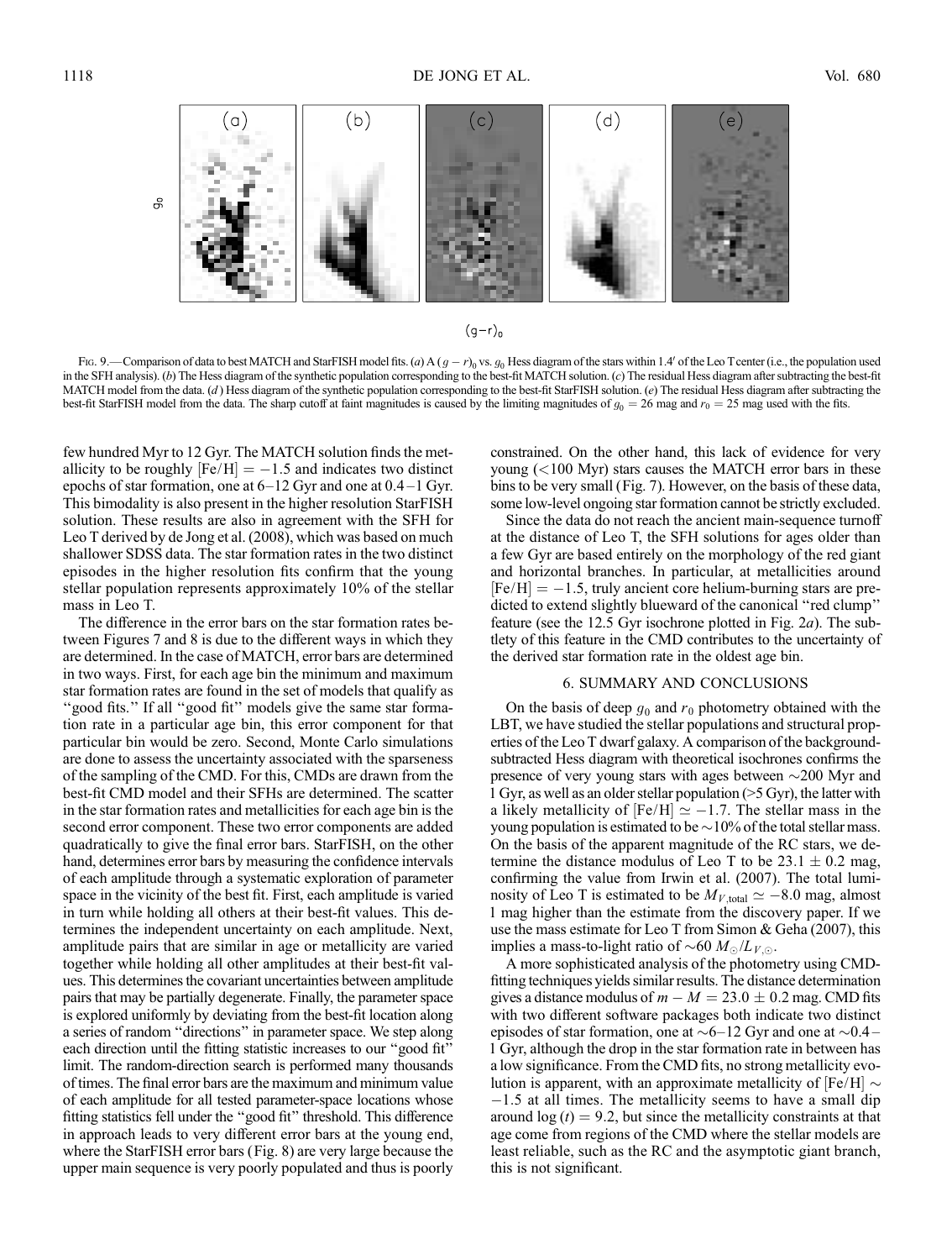(a) (b) (c) (d) (e)

$g_0$

$(g-r)_0$

FIG. 9.—Comparison of data to best MATCH and StarFISH model fits. (*a*) A $(g-r)_0$ vs. $g_0$ Hess diagram of the stars within 1.4′ of the Leo T center (i.e., the population used in the SFH analysis). (*b*) The Hess diagram of the synthetic population corresponding to the best-fit MATCH solution. (*c*) The residual Hess diagram after subtracting the best-fit MATCH model from the data. (*d*) Hess diagram of the synthetic population corresponding to the best-fit StarFISH solution. (*e*) The residual Hess diagram after subtracting the best-fit StarFISH model from the data. The sharp cutoff at faint magnitudes is caused by the limiting magnitudes of $g_0 = 26$ mag and $r_0 = 25$ mag used with the fits.

few hundred Myr to 12 Gyr. The MATCH solution finds the metallicity to be roughly $[Fe/H] = -1.5$ and indicates two distinct epochs of star formation, one at 6–12 Gyr and one at 0.4–1 Gyr. This bimodality is also present in the higher resolution StarFISH solution. These results are also in agreement with the SFH for Leo T derived by de Jong et al. (2008), which was based on much shallower SDSS data. The star formation rates in the two distinct episodes in the higher resolution fits confirm that the young stellar population represents approximately 10% of the stellar mass in Leo T.

The difference in the error bars on the star formation rates between Figures 7 and 8 is due to the different ways in which they are determined. In the case of MATCH, error bars are determined in two ways. First, for each age bin the minimum and maximum star formation rates are found in the set of models that qualify as "good fits." If all "good fit" models give the same star formation rate in a particular age bin, this error component for that particular bin would be zero. Second, Monte Carlo simulations are done to assess the uncertainty associated with the sparseness of the sampling of the CMD. For this, CMDs are drawn from the best-fit CMD model and their SFHs are determined. The scatter in the star formation rates and metallicities for each age bin is the second error component. These two error components are added quadratically to give the final error bars. StarFISH, on the other hand, determines error bars by measuring the confidence intervals of each amplitude through a systematic exploration of parameter space in the vicinity of the best fit. First, each amplitude is varied in turn while holding all others at their best-fit values. This determines the independent uncertainty on each amplitude. Next, amplitude pairs that are similar in age or metallicity are varied together while holding all other amplitudes at their best-fit values. This determines the covariant uncertainties between amplitude pairs that may be partially degenerate. Finally, the parameter space is explored uniformly by deviating from the best-fit location along a series of random "directions" in parameter space. We step along each direction until the fitting statistic increases to our "good fit" limit. The random-direction search is performed many thousands of times. The final error bars are the maximum and minimum value of each amplitude for all tested parameter-space locations whose fitting statistics fell under the "good fit" threshold. This difference in approach leads to very different error bars at the young end, where the StarFISH error bars (Fig. 8) are very large because the upper main sequence is very poorly populated and thus is poorly constrained. On the other hand, this lack of evidence for very young (<100 Myr) stars causes the MATCH error bars in these bins to be very small (Fig. 7). However, on the basis of these data, some low-level ongoing star formation cannot be strictly excluded.

Since the data do not reach the ancient main-sequence turnoff at the distance of Leo T, the SFH solutions for ages older than a few Gyr are based entirely on the morphology of the red giant and horizontal branches. In particular, at metallicities around $[Fe/H] = -1.5$, truly ancient core helium-burning stars are predicted to extend slightly blueward of the canonical "red clump" feature (see the 12.5 Gyr isochrone plotted in Fig. 2*a*). The subtlety of this feature in the CMD contributes to the uncertainty of the derived star formation rate in the oldest age bin.

## 6. SUMMARY AND CONCLUSIONS

On the basis of deep $g_0$ and $r_0$ photometry obtained with the LBT, we have studied the stellar populations and structural properties of the Leo T dwarf galaxy. A comparison of the background-subtracted Hess diagram with theoretical isochrones confirms the presence of very young stars with ages between ~200 Myr and 1 Gyr, as well as an older stellar population (>5 Gyr), the latter with a likely metallicity of $[Fe/H] \simeq -1.7$. The stellar mass in the young population is estimated to be ~10% of the total stellar mass. On the basis of the apparent magnitude of the RC stars, we determine the distance modulus of Leo T to be $23.1 \pm 0.2$ mag, confirming the value from Irwin et al. (2007). The total luminosity of Leo T is estimated to be $M_{V,\rm total} \simeq -8.0$ mag, almost 1 mag higher than the estimate from the discovery paper. If we use the mass estimate for Leo T from Simon & Geha (2007), this implies a mass-to-light ratio of ~60 $M_\odot/L_{V,\odot}$.

A more sophisticated analysis of the photometry using CMD-fitting techniques yields similar results. The distance determination gives a distance modulus of $m - M = 23.0 \pm 0.2$ mag. CMD fits with two different software packages both indicate two distinct episodes of star formation, one at ~6–12 Gyr and one at ~0.4–1 Gyr, although the drop in the star formation rate in between has a low significance. From the CMD fits, no strong metallicity evolution is apparent, with an approximate metallicity of $[Fe/H] \sim -1.5$ at all times. The metallicity seems to have a small dip around $\log(t) = 9.2$, but since the metallicity constraints at that age come from regions of the CMD where the stellar models are least reliable, such as the RC and the asymptotic giant branch, this is not significant.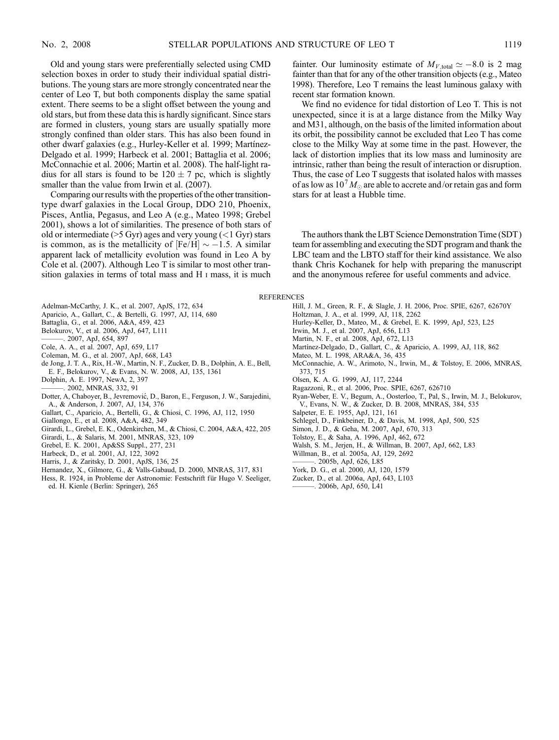Old and young stars were preferentially selected using CMD selection boxes in order to study their individual spatial distributions. The young stars are more strongly concentrated near the center of Leo T, but both components display the same spatial extent. There seems to be a slight offset between the young and old stars, but from these data this is hardly significant. Since stars are formed in clusters, young stars are usually spatially more strongly confined than older stars. This has also been found in other dwarf galaxies (e.g., Hurley-Keller et al. 1999; Martínez-Delgado et al. 1999; Harbeck et al. 2001; Battaglia et al. 2006; McConnachie et al. 2006; Martin et al. 2008). The half-light radius for all stars is found to be $120 \pm 7$ pc, which is slightly smaller than the value from Irwin et al. (2007).

Comparing our results with the properties of the other transition-type dwarf galaxies in the Local Group, DDO 210, Phoenix, Pisces, Antlia, Pegasus, and Leo A (e.g., Mateo 1998; Grebel 2001), shows a lot of similarities. The presence of both stars of old or intermediate (>5 Gyr) ages and very young (<1 Gyr) stars is common, as is the metallicity of $[\mathrm{Fe/H}] \sim -1.5$. A similar apparent lack of metallicity evolution was found in Leo A by Cole et al. (2007). Although Leo T is similar to most other transition galaxies in terms of total mass and H I mass, it is much fainter. Our luminosity estimate of $M_{V,\mathrm{total}} \simeq -8.0$ is 2 mag fainter than that for any of the other transition objects (e.g., Mateo 1998). Therefore, Leo T remains the least luminous galaxy with recent star formation known.

We find no evidence for tidal distortion of Leo T. This is not unexpected, since it is at a large distance from the Milky Way and M31, although, on the basis of the limited information about its orbit, the possibility cannot be excluded that Leo T has come close to the Milky Way at some time in the past. However, the lack of distortion implies that its low mass and luminosity are intrinsic, rather than being the result of interaction or disruption. Thus, the case of Leo T suggests that isolated halos with masses of as low as $10^7 M_\odot$ are able to accrete and/or retain gas and form stars for at least a Hubble time.

The authors thank the LBT Science Demonstration Time (SDT) team for assembling and executing the SDT program and thank the LBC team and the LBTO staff for their kind assistance. We also thank Chris Kochanek for help with preparing the manuscript and the anonymous referee for useful comments and advice.

## REFERENCES

Adelman-McCarthy, J. K., et al. 2007, ApJS, 172, 634
Aparicio, A., Gallart, C., & Bertelli, G. 1997, AJ, 114, 680
Battaglia, G., et al. 2006, A&A, 459, 423
Belokurov, V., et al. 2006, ApJ, 647, L111
———. 2007, ApJ, 654, 897
Cole, A. A., et al. 2007, ApJ, 659, L17
Coleman, M. G., et al. 2007, ApJ, 668, L43
de Jong, J. T. A., Rix, H.-W., Martin, N. F., Zucker, D. B., Dolphin, A. E., Bell, E. F., Belokurov, V., & Evans, N. W. 2008, AJ, 135, 1361
Dolphin, A. E. 1997, NewA, 2, 397
———. 2002, MNRAS, 332, 91
Dotter, A, Chaboyer, B., Jevremović, D., Baron, E., Ferguson, J. W., Sarajedini, A., & Anderson, J. 2007, AJ, 134, 376
Gallart, C., Aparicio, A., Bertelli, G., & Chiosi, C. 1996, AJ, 112, 1950
Giallongo, E., et al. 2008, A&A, 482, 349
Girardi, L., Grebel, E. K., Odenkirchen, M., & Chiosi, C. 2004, A&A, 422, 205
Girardi, L., & Salaris, M. 2001, MNRAS, 323, 109
Grebel, E. K. 2001, Ap&SS Suppl., 277, 231
Harbeck, D., et al. 2001, AJ, 122, 3092
Harris, J., & Zaritsky, D. 2001, ApJS, 136, 25
Hernandez, X., Gilmore, G., & Valls-Gabaud, D. 2000, MNRAS, 317, 831
Hess, R. 1924, in Probleme der Astronomie: Festschrift für Hugo V. Seeliger, ed. H. Kienle (Berlin: Springer), 265
Hill, J. M., Green, R. F., & Slagle, J. H. 2006, Proc. SPIE, 6267, 62670Y
Holtzman, J. A., et al. 1999, AJ, 118, 2262
Hurley-Keller, D., Mateo, M., & Grebel, E. K. 1999, ApJ, 523, L25
Irwin, M. J., et al. 2007, ApJ, 656, L13
Martin, N. F., et al. 2008, ApJ, 672, L13
Martínez-Delgado, D., Gallart, C., & Aparicio, A. 1999, AJ, 118, 862
Mateo, M. L. 1998, ARA&A, 36, 435
McConnachie, A. W., Arimoto, N., Irwin, M., & Tolstoy, E. 2006, MNRAS, 373, 715
Olsen, K. A. G. 1999, AJ, 117, 2244
Ragazzoni, R., et al. 2006, Proc. SPIE, 6267, 626710
Ryan-Weber, E. V., Begum, A., Oosterloo, T., Pal, S., Irwin, M. J., Belokurov, V., Evans, N. W., & Zucker, D. B. 2008, MNRAS, 384, 535
Salpeter, E. E. 1955, ApJ, 121, 161
Schlegel, D., Finkbeiner, D., & Davis, M. 1998, ApJ, 500, 525
Simon, J. D., & Geha, M. 2007, ApJ, 670, 313
Tolstoy, E., & Saha, A. 1996, ApJ, 462, 672
Walsh, S. M., Jerjen, H., & Willman, B. 2007, ApJ, 662, L83
Willman, B., et al. 2005a, AJ, 129, 2692
———. 2005b, ApJ, 626, L85
York, D. G., et al. 2000, AJ, 120, 1579
Zucker, D., et al. 2006a, ApJ, 643, L103
———. 2006b, ApJ, 650, L41